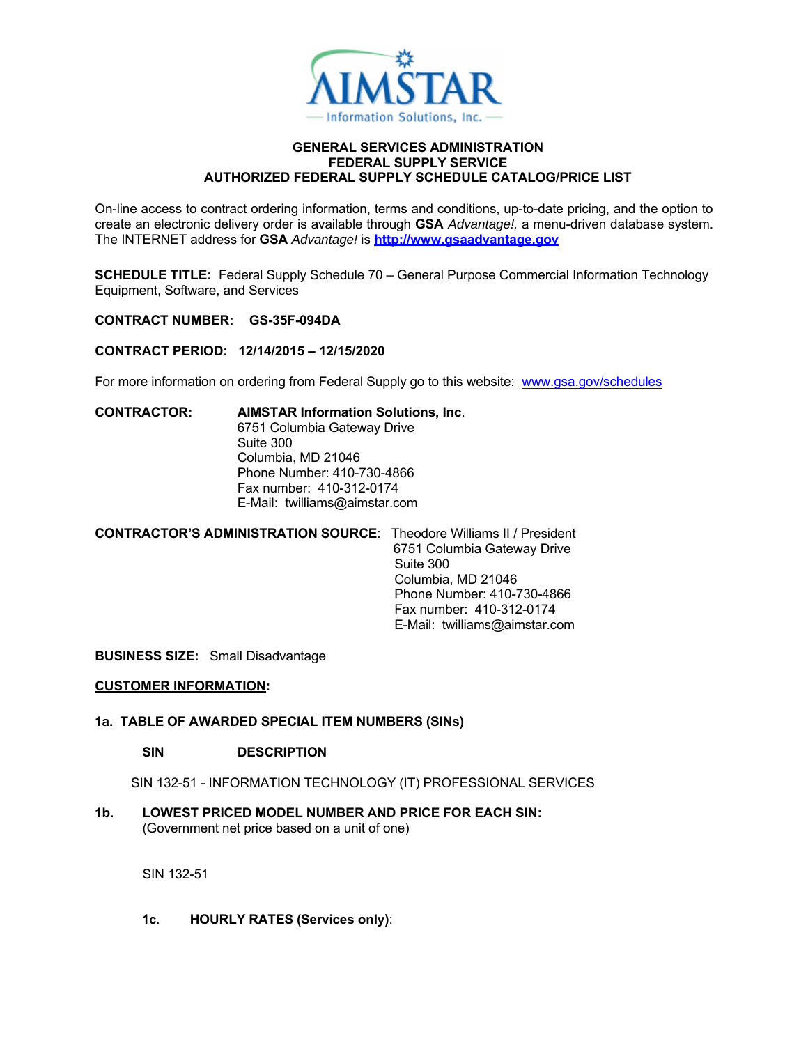AIMSTAR Information Solutions, Inc.

**GENERAL SERVICES ADMINISTRATION**
**FEDERAL SUPPLY SERVICE**
**AUTHORIZED FEDERAL SUPPLY SCHEDULE CATALOG/PRICE LIST**

On-line access to contract ordering information, terms and conditions, up-to-date pricing, and the option to create an electronic delivery order is available through **GSA** *Advantage!,* a menu-driven database system. The INTERNET address for **GSA** *Advantage!* is **http://www.gsaadvantage.gov**

**SCHEDULE TITLE:** Federal Supply Schedule 70 – General Purpose Commercial Information Technology Equipment, Software, and Services

**CONTRACT NUMBER: GS-35F-094DA**

**CONTRACT PERIOD: 12/14/2015 – 12/15/2020**

For more information on ordering from Federal Supply go to this website: www.gsa.gov/schedules

**CONTRACTOR:** **AIMSTAR Information Solutions, Inc**.
6751 Columbia Gateway Drive
Suite 300
Columbia, MD 21046
Phone Number: 410-730-4866
Fax number: 410-312-0174
E-Mail: twilliams@aimstar.com

**CONTRACTOR'S ADMINISTRATION SOURCE**: Theodore Williams II / President
6751 Columbia Gateway Drive
Suite 300
Columbia, MD 21046
Phone Number: 410-730-4866
Fax number: 410-312-0174
E-Mail: twilliams@aimstar.com

**BUSINESS SIZE:** Small Disadvantage

**CUSTOMER INFORMATION:**

**1a. TABLE OF AWARDED SPECIAL ITEM NUMBERS (SINs)**

| SIN | DESCRIPTION |
|---|---|
| SIN 132-51 | INFORMATION TECHNOLOGY (IT) PROFESSIONAL SERVICES |

**1b. LOWEST PRICED MODEL NUMBER AND PRICE FOR EACH SIN:**
(Government net price based on a unit of one)

SIN 132-51

**1c. HOURLY RATES (Services only)**: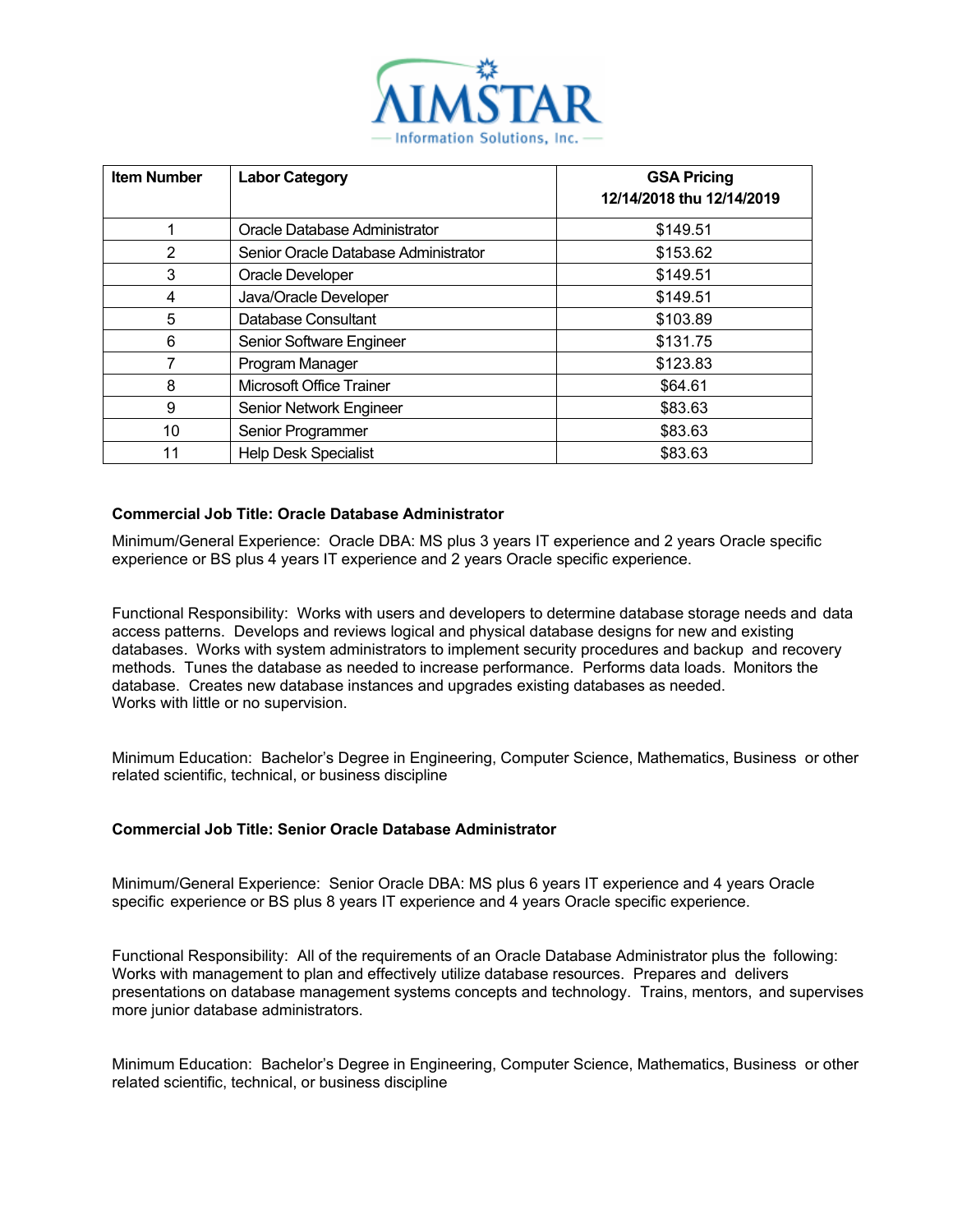AIMSTAR

Information Solutions, Inc.

| Item Number | Labor Category | GSA Pricing 12/14/2018 thu 12/14/2019 |
|---|---|---|
| 1 | Oracle Database Administrator | $149.51 |
| 2 | Senior Oracle Database Administrator | $153.62 |
| 3 | Oracle Developer | $149.51 |
| 4 | Java/Oracle Developer | $149.51 |
| 5 | Database Consultant | $103.89 |
| 6 | Senior Software Engineer | $131.75 |
| 7 | Program Manager | $123.83 |
| 8 | Microsoft Office Trainer | $64.61 |
| 9 | Senior Network Engineer | $83.63 |
| 10 | Senior Programmer | $83.63 |
| 11 | Help Desk Specialist | $83.63 |

**Commercial Job Title: Oracle Database Administrator**

Minimum/General Experience: Oracle DBA: MS plus 3 years IT experience and 2 years Oracle specific experience or BS plus 4 years IT experience and 2 years Oracle specific experience.

Functional Responsibility: Works with users and developers to determine database storage needs and data access patterns. Develops and reviews logical and physical database designs for new and existing databases. Works with system administrators to implement security procedures and backup and recovery methods. Tunes the database as needed to increase performance. Performs data loads. Monitors the database. Creates new database instances and upgrades existing databases as needed.
Works with little or no supervision.

Minimum Education: Bachelor's Degree in Engineering, Computer Science, Mathematics, Business or other related scientific, technical, or business discipline

**Commercial Job Title: Senior Oracle Database Administrator**

Minimum/General Experience: Senior Oracle DBA: MS plus 6 years IT experience and 4 years Oracle specific experience or BS plus 8 years IT experience and 4 years Oracle specific experience.

Functional Responsibility: All of the requirements of an Oracle Database Administrator plus the following: Works with management to plan and effectively utilize database resources. Prepares and delivers presentations on database management systems concepts and technology. Trains, mentors, and supervises more junior database administrators.

Minimum Education: Bachelor's Degree in Engineering, Computer Science, Mathematics, Business or other related scientific, technical, or business discipline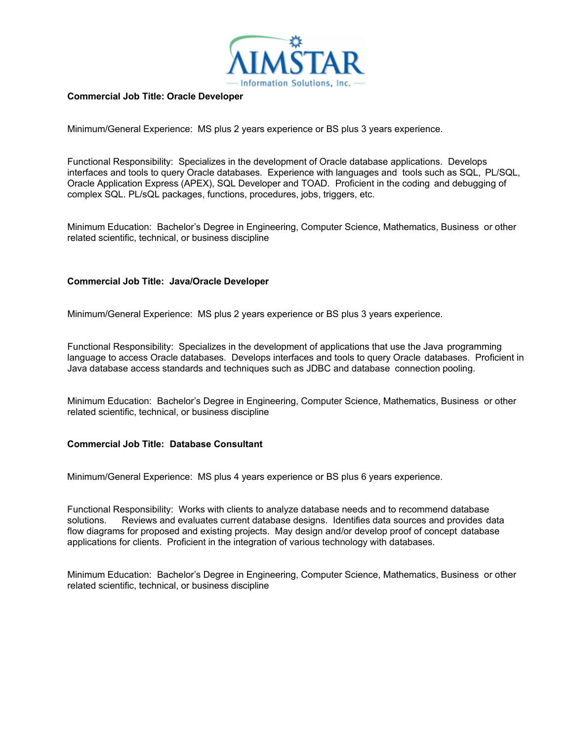**Commercial Job Title: Oracle Developer**

Minimum/General Experience: MS plus 2 years experience or BS plus 3 years experience.

Functional Responsibility: Specializes in the development of Oracle database applications. Develops interfaces and tools to query Oracle databases. Experience with languages and tools such as SQL, PL/SQL, Oracle Application Express (APEX), SQL Developer and TOAD. Proficient in the coding and debugging of complex SQL. PL/sQL packages, functions, procedures, jobs, triggers, etc.

Minimum Education: Bachelor's Degree in Engineering, Computer Science, Mathematics, Business or other related scientific, technical, or business discipline

**Commercial Job Title: Java/Oracle Developer**

Minimum/General Experience: MS plus 2 years experience or BS plus 3 years experience.

Functional Responsibility: Specializes in the development of applications that use the Java programming language to access Oracle databases. Develops interfaces and tools to query Oracle databases. Proficient in Java database access standards and techniques such as JDBC and database connection pooling.

Minimum Education: Bachelor's Degree in Engineering, Computer Science, Mathematics, Business or other related scientific, technical, or business discipline

**Commercial Job Title: Database Consultant**

Minimum/General Experience: MS plus 4 years experience or BS plus 6 years experience.

Functional Responsibility: Works with clients to analyze database needs and to recommend database solutions. Reviews and evaluates current database designs. Identifies data sources and provides data flow diagrams for proposed and existing projects. May design and/or develop proof of concept database applications for clients. Proficient in the integration of various technology with databases.

Minimum Education: Bachelor's Degree in Engineering, Computer Science, Mathematics, Business or other related scientific, technical, or business discipline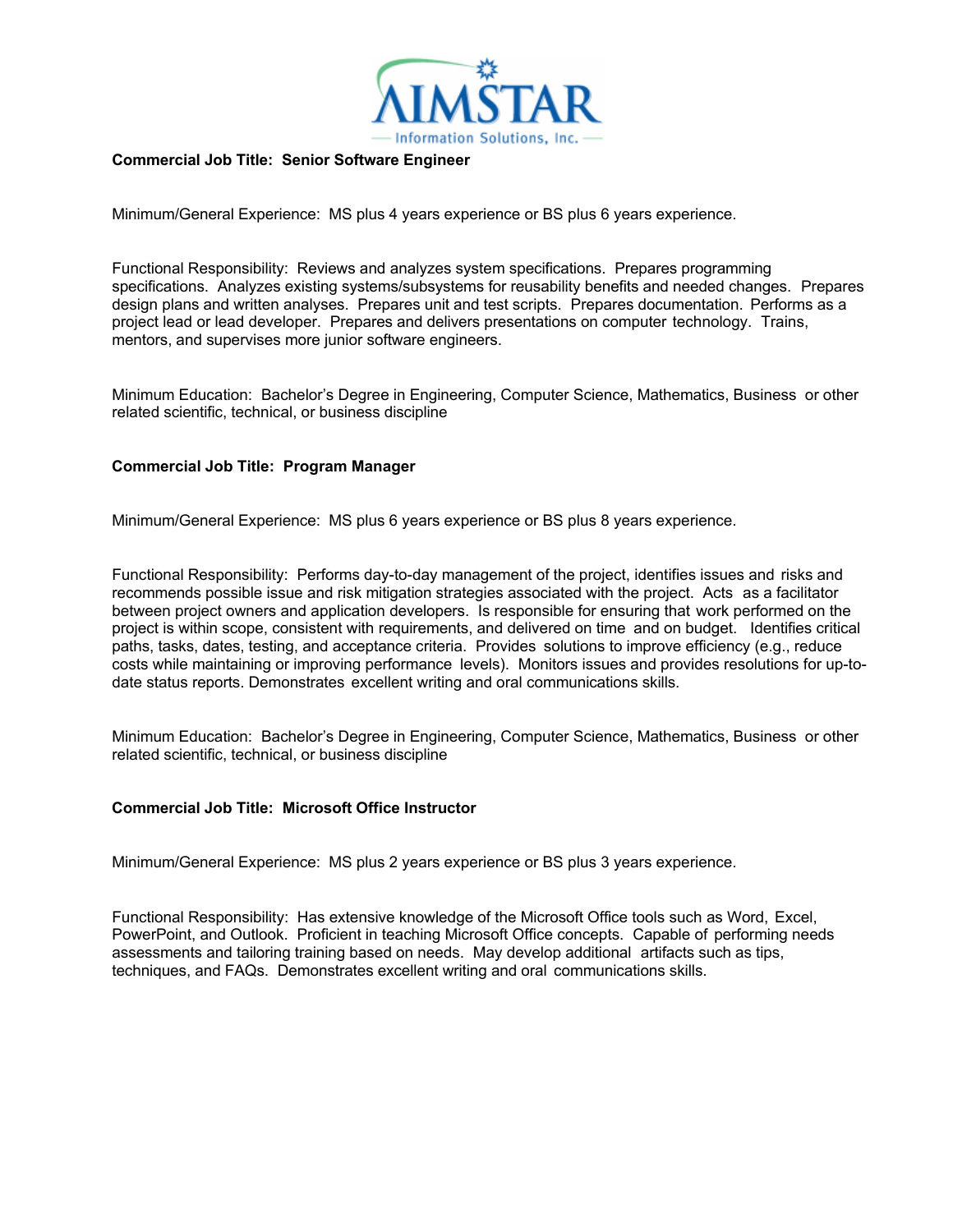**Commercial Job Title: Senior Software Engineer**

Minimum/General Experience: MS plus 4 years experience or BS plus 6 years experience.

Functional Responsibility: Reviews and analyzes system specifications. Prepares programming specifications. Analyzes existing systems/subsystems for reusability benefits and needed changes. Prepares design plans and written analyses. Prepares unit and test scripts. Prepares documentation. Performs as a project lead or lead developer. Prepares and delivers presentations on computer technology. Trains, mentors, and supervises more junior software engineers.

Minimum Education: Bachelor's Degree in Engineering, Computer Science, Mathematics, Business or other related scientific, technical, or business discipline

**Commercial Job Title: Program Manager**

Minimum/General Experience: MS plus 6 years experience or BS plus 8 years experience.

Functional Responsibility: Performs day-to-day management of the project, identifies issues and risks and recommends possible issue and risk mitigation strategies associated with the project. Acts as a facilitator between project owners and application developers. Is responsible for ensuring that work performed on the project is within scope, consistent with requirements, and delivered on time and on budget. Identifies critical paths, tasks, dates, testing, and acceptance criteria. Provides solutions to improve efficiency (e.g., reduce costs while maintaining or improving performance levels). Monitors issues and provides resolutions for up-to-date status reports. Demonstrates excellent writing and oral communications skills.

Minimum Education: Bachelor's Degree in Engineering, Computer Science, Mathematics, Business or other related scientific, technical, or business discipline

**Commercial Job Title: Microsoft Office Instructor**

Minimum/General Experience: MS plus 2 years experience or BS plus 3 years experience.

Functional Responsibility: Has extensive knowledge of the Microsoft Office tools such as Word, Excel, PowerPoint, and Outlook. Proficient in teaching Microsoft Office concepts. Capable of performing needs assessments and tailoring training based on needs. May develop additional artifacts such as tips, techniques, and FAQs. Demonstrates excellent writing and oral communications skills.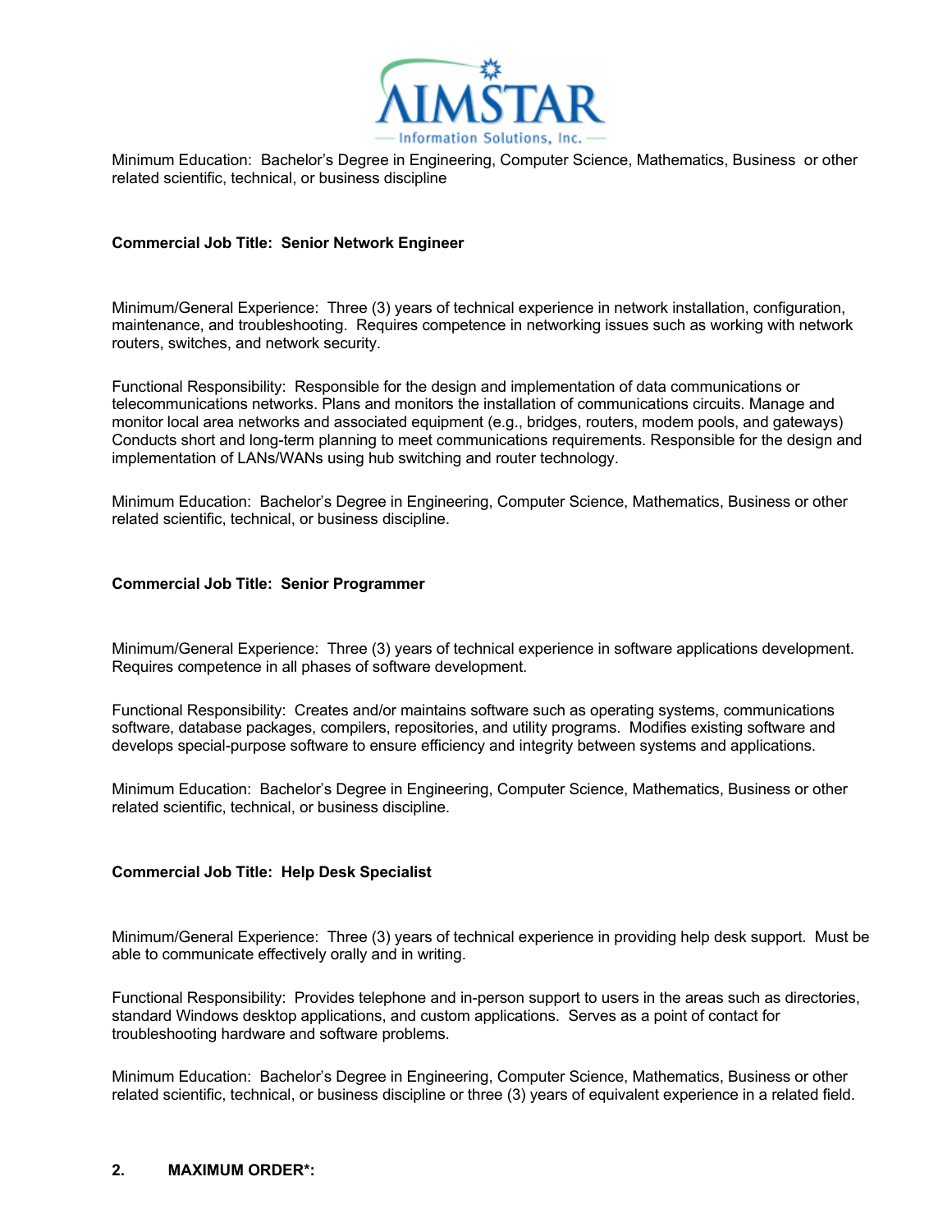Minimum Education: Bachelor's Degree in Engineering, Computer Science, Mathematics, Business or other related scientific, technical, or business discipline

**Commercial Job Title: Senior Network Engineer**

Minimum/General Experience: Three (3) years of technical experience in network installation, configuration, maintenance, and troubleshooting. Requires competence in networking issues such as working with network routers, switches, and network security.

Functional Responsibility: Responsible for the design and implementation of data communications or telecommunications networks. Plans and monitors the installation of communications circuits. Manage and monitor local area networks and associated equipment (e.g., bridges, routers, modem pools, and gateways) Conducts short and long-term planning to meet communications requirements. Responsible for the design and implementation of LANs/WANs using hub switching and router technology.

Minimum Education: Bachelor's Degree in Engineering, Computer Science, Mathematics, Business or other related scientific, technical, or business discipline.

**Commercial Job Title: Senior Programmer**

Minimum/General Experience: Three (3) years of technical experience in software applications development. Requires competence in all phases of software development.

Functional Responsibility: Creates and/or maintains software such as operating systems, communications software, database packages, compilers, repositories, and utility programs. Modifies existing software and develops special-purpose software to ensure efficiency and integrity between systems and applications.

Minimum Education: Bachelor's Degree in Engineering, Computer Science, Mathematics, Business or other related scientific, technical, or business discipline.

**Commercial Job Title: Help Desk Specialist**

Minimum/General Experience: Three (3) years of technical experience in providing help desk support. Must be able to communicate effectively orally and in writing.

Functional Responsibility: Provides telephone and in-person support to users in the areas such as directories, standard Windows desktop applications, and custom applications. Serves as a point of contact for troubleshooting hardware and software problems.

Minimum Education: Bachelor's Degree in Engineering, Computer Science, Mathematics, Business or other related scientific, technical, or business discipline or three (3) years of equivalent experience in a related field.

**2. MAXIMUM ORDER*:**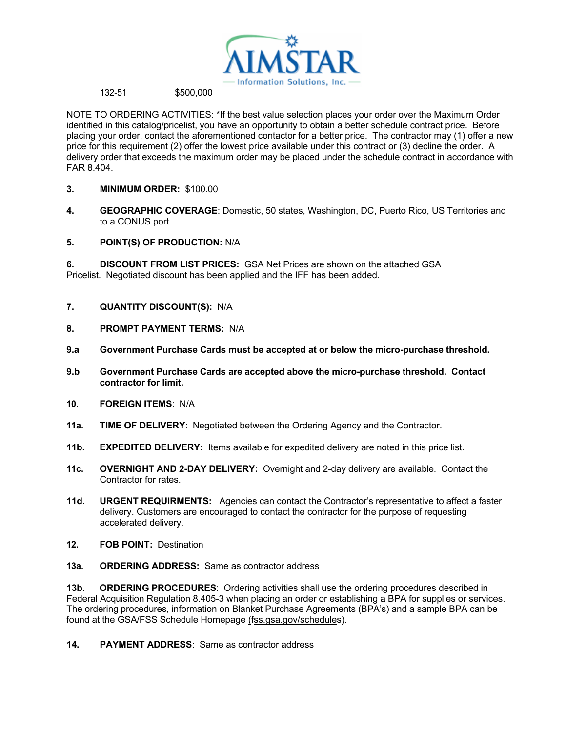132-51 $500,000

NOTE TO ORDERING ACTIVITIES: *If the best value selection places your order over the Maximum Order identified in this catalog/pricelist, you have an opportunity to obtain a better schedule contract price. Before placing your order, contact the aforementioned contactor for a better price. The contractor may (1) offer a new price for this requirement (2) offer the lowest price available under this contract or (3) decline the order. A delivery order that exceeds the maximum order may be placed under the schedule contract in accordance with FAR 8.404.

**3. MINIMUM ORDER:** $100.00

**4. GEOGRAPHIC COVERAGE**: Domestic, 50 states, Washington, DC, Puerto Rico, US Territories and to a CONUS port

**5. POINT(S) OF PRODUCTION:** N/A

**6. DISCOUNT FROM LIST PRICES:** GSA Net Prices are shown on the attached GSA Pricelist. Negotiated discount has been applied and the IFF has been added.

**7. QUANTITY DISCOUNT(S):** N/A

**8. PROMPT PAYMENT TERMS:** N/A

**9.a Government Purchase Cards must be accepted at or below the micro-purchase threshold.**

**9.b Government Purchase Cards are accepted above the micro-purchase threshold. Contact contractor for limit.**

**10. FOREIGN ITEMS**: N/A

**11a. TIME OF DELIVERY**: Negotiated between the Ordering Agency and the Contractor.

**11b. EXPEDITED DELIVERY:** Items available for expedited delivery are noted in this price list.

**11c. OVERNIGHT AND 2-DAY DELIVERY:** Overnight and 2-day delivery are available. Contact the Contractor for rates.

**11d. URGENT REQUIRMENTS:** Agencies can contact the Contractor's representative to affect a faster delivery. Customers are encouraged to contact the contractor for the purpose of requesting accelerated delivery.

**12. FOB POINT:** Destination

**13a. ORDERING ADDRESS:** Same as contractor address

**13b. ORDERING PROCEDURES**: Ordering activities shall use the ordering procedures described in Federal Acquisition Regulation 8.405-3 when placing an order or establishing a BPA for supplies or services. The ordering procedures, information on Blanket Purchase Agreements (BPA's) and a sample BPA can be found at the GSA/FSS Schedule Homepage (fss.gsa.gov/schedules).

**14. PAYMENT ADDRESS**: Same as contractor address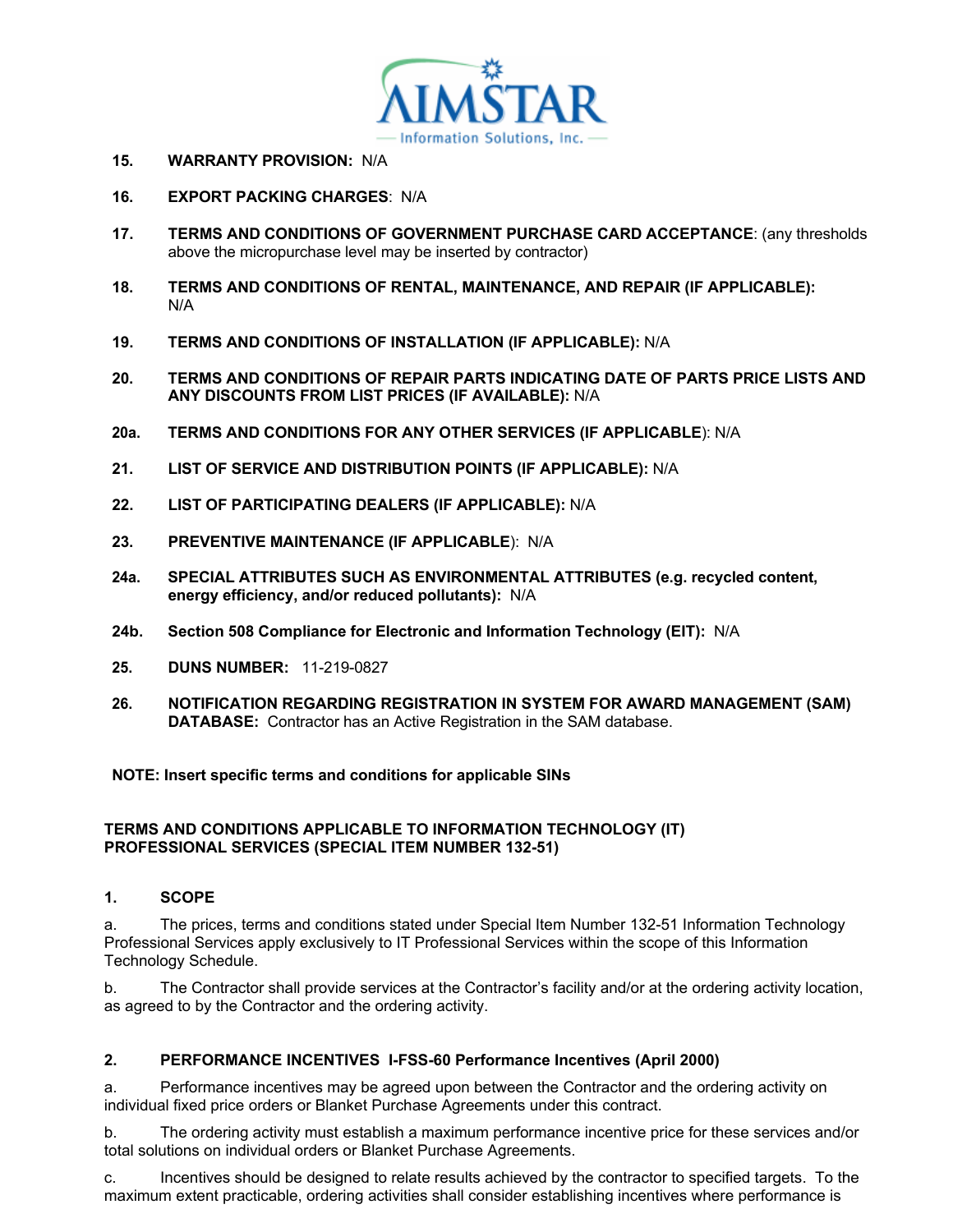**15. WARRANTY PROVISION:** N/A

**16. EXPORT PACKING CHARGES**: N/A

**17. TERMS AND CONDITIONS OF GOVERNMENT PURCHASE CARD ACCEPTANCE**: (any thresholds above the micropurchase level may be inserted by contractor)

**18. TERMS AND CONDITIONS OF RENTAL, MAINTENANCE, AND REPAIR (IF APPLICABLE):** N/A

**19. TERMS AND CONDITIONS OF INSTALLATION (IF APPLICABLE):** N/A

**20. TERMS AND CONDITIONS OF REPAIR PARTS INDICATING DATE OF PARTS PRICE LISTS AND ANY DISCOUNTS FROM LIST PRICES (IF AVAILABLE):** N/A

**20a. TERMS AND CONDITIONS FOR ANY OTHER SERVICES (IF APPLICABLE**): N/A

**21. LIST OF SERVICE AND DISTRIBUTION POINTS (IF APPLICABLE):** N/A

**22. LIST OF PARTICIPATING DEALERS (IF APPLICABLE):** N/A

**23. PREVENTIVE MAINTENANCE (IF APPLICABLE**): N/A

**24a. SPECIAL ATTRIBUTES SUCH AS ENVIRONMENTAL ATTRIBUTES (e.g. recycled content, energy efficiency, and/or reduced pollutants):** N/A

**24b. Section 508 Compliance for Electronic and Information Technology (EIT):** N/A

**25. DUNS NUMBER:** 11-219-0827

**26. NOTIFICATION REGARDING REGISTRATION IN SYSTEM FOR AWARD MANAGEMENT (SAM) DATABASE:** Contractor has an Active Registration in the SAM database.

**NOTE: Insert specific terms and conditions for applicable SINs**

## TERMS AND CONDITIONS APPLICABLE TO INFORMATION TECHNOLOGY (IT) PROFESSIONAL SERVICES (SPECIAL ITEM NUMBER 132-51)

### 1. SCOPE

a. The prices, terms and conditions stated under Special Item Number 132-51 Information Technology Professional Services apply exclusively to IT Professional Services within the scope of this Information Technology Schedule.

b. The Contractor shall provide services at the Contractor's facility and/or at the ordering activity location, as agreed to by the Contractor and the ordering activity.

### 2. PERFORMANCE INCENTIVES I-FSS-60 Performance Incentives (April 2000)

a. Performance incentives may be agreed upon between the Contractor and the ordering activity on individual fixed price orders or Blanket Purchase Agreements under this contract.

b. The ordering activity must establish a maximum performance incentive price for these services and/or total solutions on individual orders or Blanket Purchase Agreements.

c. Incentives should be designed to relate results achieved by the contractor to specified targets. To the maximum extent practicable, ordering activities shall consider establishing incentives where performance is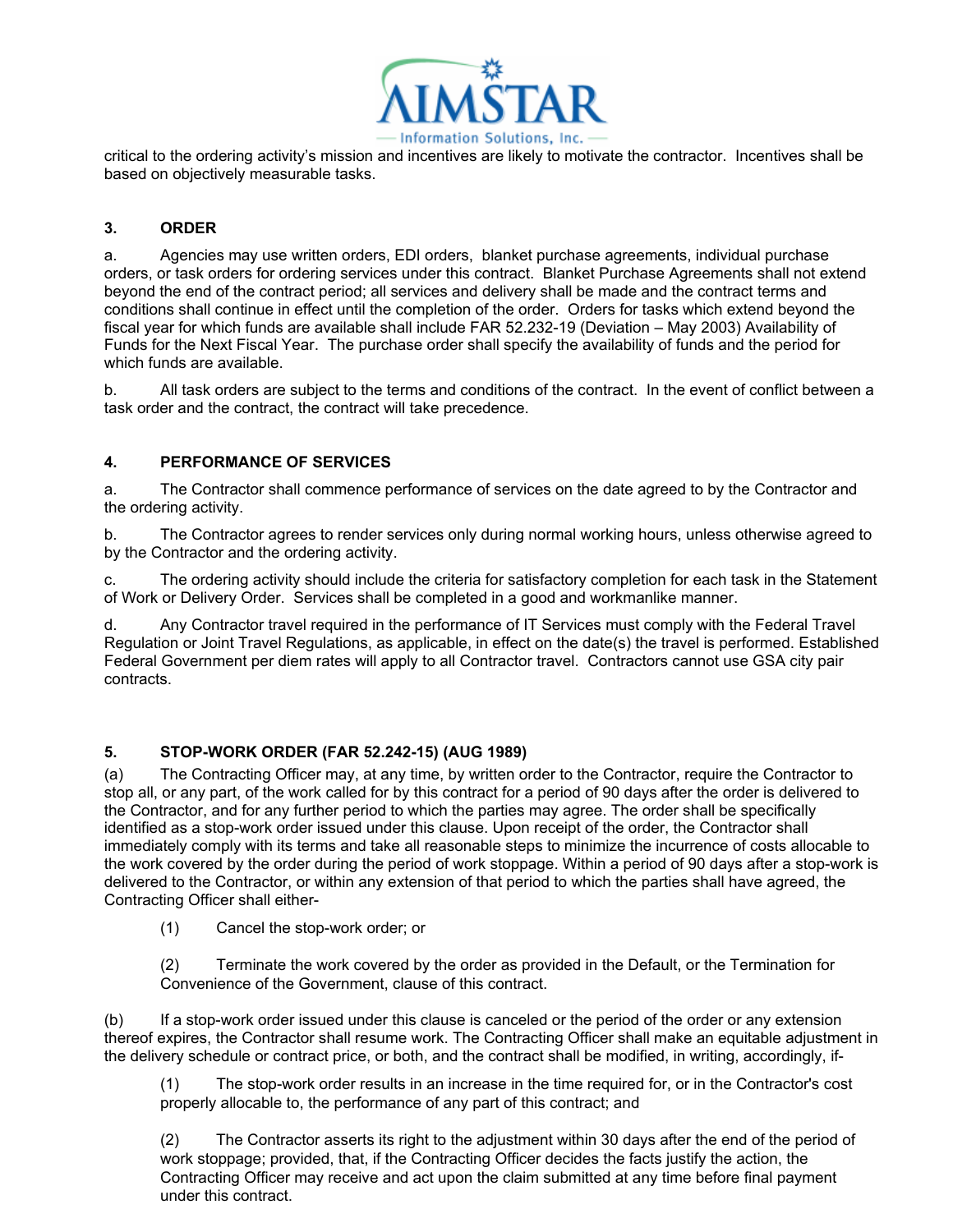critical to the ordering activity's mission and incentives are likely to motivate the contractor. Incentives shall be based on objectively measurable tasks.

## 3. ORDER

a. Agencies may use written orders, EDI orders, blanket purchase agreements, individual purchase orders, or task orders for ordering services under this contract. Blanket Purchase Agreements shall not extend beyond the end of the contract period; all services and delivery shall be made and the contract terms and conditions shall continue in effect until the completion of the order. Orders for tasks which extend beyond the fiscal year for which funds are available shall include FAR 52.232-19 (Deviation – May 2003) Availability of Funds for the Next Fiscal Year. The purchase order shall specify the availability of funds and the period for which funds are available.

b. All task orders are subject to the terms and conditions of the contract. In the event of conflict between a task order and the contract, the contract will take precedence.

## 4. PERFORMANCE OF SERVICES

a. The Contractor shall commence performance of services on the date agreed to by the Contractor and the ordering activity.

b. The Contractor agrees to render services only during normal working hours, unless otherwise agreed to by the Contractor and the ordering activity.

c. The ordering activity should include the criteria for satisfactory completion for each task in the Statement of Work or Delivery Order. Services shall be completed in a good and workmanlike manner.

d. Any Contractor travel required in the performance of IT Services must comply with the Federal Travel Regulation or Joint Travel Regulations, as applicable, in effect on the date(s) the travel is performed. Established Federal Government per diem rates will apply to all Contractor travel. Contractors cannot use GSA city pair contracts.

## 5. STOP-WORK ORDER (FAR 52.242-15) (AUG 1989)

(a) The Contracting Officer may, at any time, by written order to the Contractor, require the Contractor to stop all, or any part, of the work called for by this contract for a period of 90 days after the order is delivered to the Contractor, and for any further period to which the parties may agree. The order shall be specifically identified as a stop-work order issued under this clause. Upon receipt of the order, the Contractor shall immediately comply with its terms and take all reasonable steps to minimize the incurrence of costs allocable to the work covered by the order during the period of work stoppage. Within a period of 90 days after a stop-work is delivered to the Contractor, or within any extension of that period to which the parties shall have agreed, the Contracting Officer shall either-

(1) Cancel the stop-work order; or

(2) Terminate the work covered by the order as provided in the Default, or the Termination for Convenience of the Government, clause of this contract.

(b) If a stop-work order issued under this clause is canceled or the period of the order or any extension thereof expires, the Contractor shall resume work. The Contracting Officer shall make an equitable adjustment in the delivery schedule or contract price, or both, and the contract shall be modified, in writing, accordingly, if-

(1) The stop-work order results in an increase in the time required for, or in the Contractor's cost properly allocable to, the performance of any part of this contract; and

(2) The Contractor asserts its right to the adjustment within 30 days after the end of the period of work stoppage; provided, that, if the Contracting Officer decides the facts justify the action, the Contracting Officer may receive and act upon the claim submitted at any time before final payment under this contract.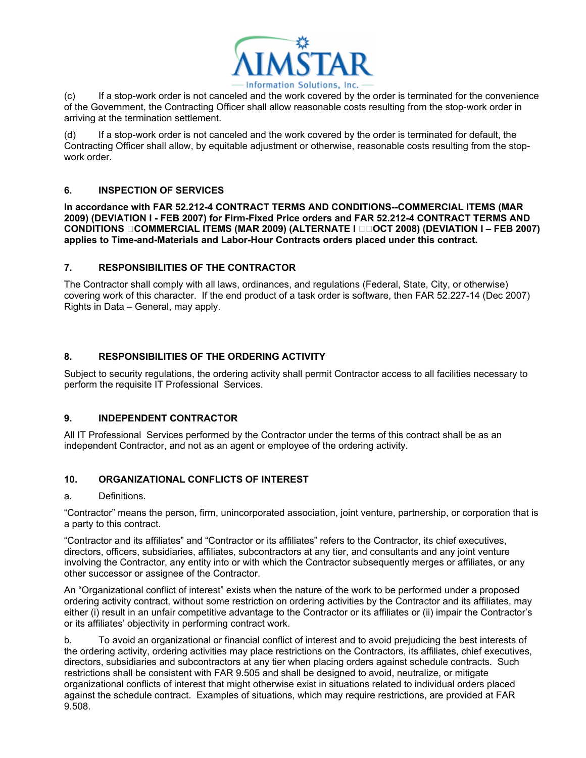(c) If a stop-work order is not canceled and the work covered by the order is terminated for the convenience of the Government, the Contracting Officer shall allow reasonable costs resulting from the stop-work order in arriving at the termination settlement.

(d) If a stop-work order is not canceled and the work covered by the order is terminated for default, the Contracting Officer shall allow, by equitable adjustment or otherwise, reasonable costs resulting from the stop-work order.

### 6. INSPECTION OF SERVICES

**In accordance with FAR 52.212-4 CONTRACT TERMS AND CONDITIONS--COMMERCIAL ITEMS (MAR 2009) (DEVIATION I - FEB 2007) for Firm-Fixed Price orders and FAR 52.212-4 CONTRACT TERMS AND CONDITIONS COMMERCIAL ITEMS (MAR 2009) (ALTERNATE I OCT 2008) (DEVIATION I – FEB 2007) applies to Time-and-Materials and Labor-Hour Contracts orders placed under this contract.**

### 7. RESPONSIBILITIES OF THE CONTRACTOR

The Contractor shall comply with all laws, ordinances, and regulations (Federal, State, City, or otherwise) covering work of this character. If the end product of a task order is software, then FAR 52.227-14 (Dec 2007) Rights in Data – General, may apply.

### 8. RESPONSIBILITIES OF THE ORDERING ACTIVITY

Subject to security regulations, the ordering activity shall permit Contractor access to all facilities necessary to perform the requisite IT Professional Services.

### 9. INDEPENDENT CONTRACTOR

All IT Professional Services performed by the Contractor under the terms of this contract shall be as an independent Contractor, and not as an agent or employee of the ordering activity.

### 10. ORGANIZATIONAL CONFLICTS OF INTEREST

a. Definitions.

"Contractor" means the person, firm, unincorporated association, joint venture, partnership, or corporation that is a party to this contract.

"Contractor and its affiliates" and "Contractor or its affiliates" refers to the Contractor, its chief executives, directors, officers, subsidiaries, affiliates, subcontractors at any tier, and consultants and any joint venture involving the Contractor, any entity into or with which the Contractor subsequently merges or affiliates, or any other successor or assignee of the Contractor.

An "Organizational conflict of interest" exists when the nature of the work to be performed under a proposed ordering activity contract, without some restriction on ordering activities by the Contractor and its affiliates, may either (i) result in an unfair competitive advantage to the Contractor or its affiliates or (ii) impair the Contractor's or its affiliates' objectivity in performing contract work.

b. To avoid an organizational or financial conflict of interest and to avoid prejudicing the best interests of the ordering activity, ordering activities may place restrictions on the Contractors, its affiliates, chief executives, directors, subsidiaries and subcontractors at any tier when placing orders against schedule contracts. Such restrictions shall be consistent with FAR 9.505 and shall be designed to avoid, neutralize, or mitigate organizational conflicts of interest that might otherwise exist in situations related to individual orders placed against the schedule contract. Examples of situations, which may require restrictions, are provided at FAR 9.508.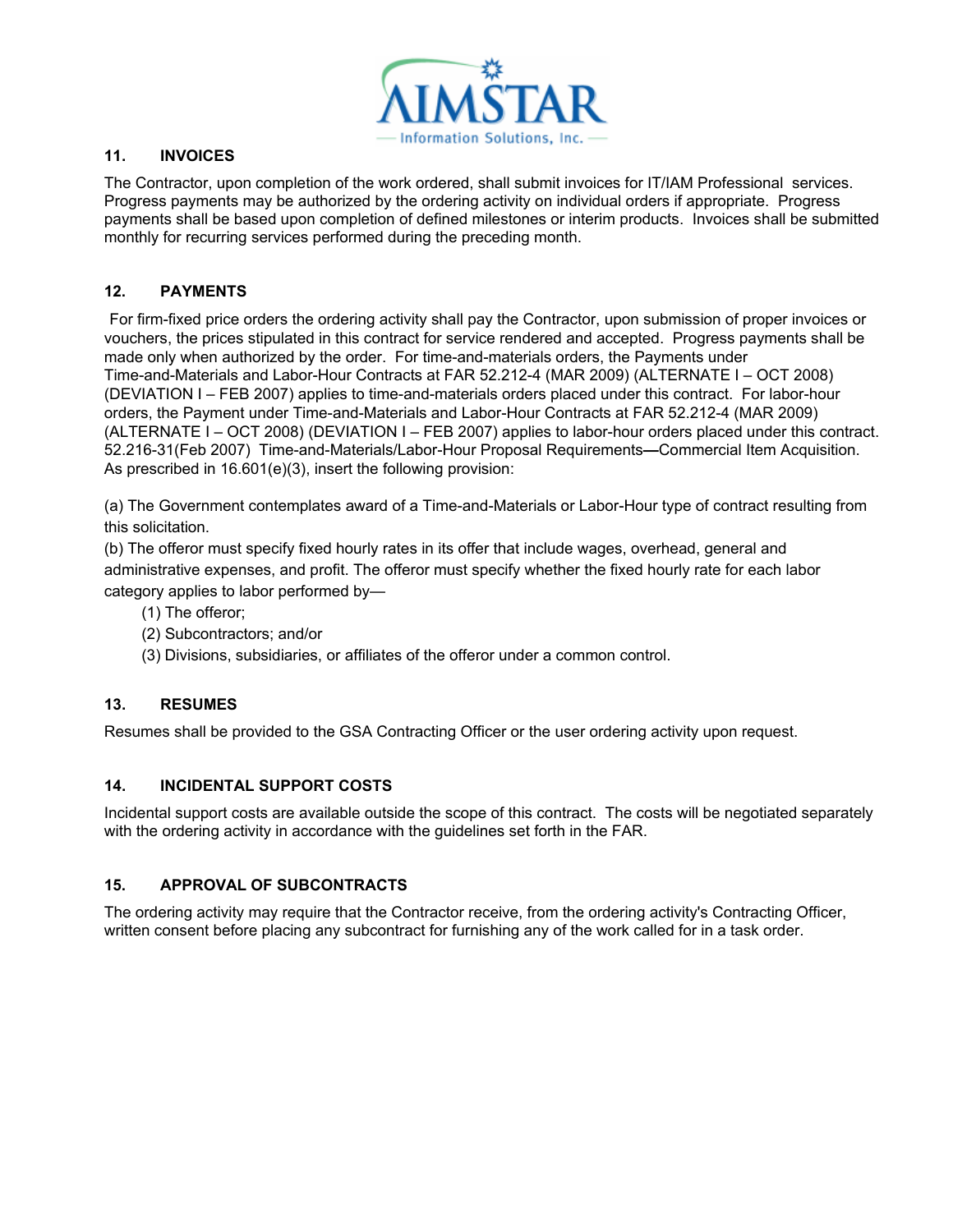## 11. INVOICES

The Contractor, upon completion of the work ordered, shall submit invoices for IT/IAM Professional services. Progress payments may be authorized by the ordering activity on individual orders if appropriate. Progress payments shall be based upon completion of defined milestones or interim products. Invoices shall be submitted monthly for recurring services performed during the preceding month.

## 12. PAYMENTS

For firm-fixed price orders the ordering activity shall pay the Contractor, upon submission of proper invoices or vouchers, the prices stipulated in this contract for service rendered and accepted. Progress payments shall be made only when authorized by the order. For time-and-materials orders, the Payments under Time-and-Materials and Labor-Hour Contracts at FAR 52.212-4 (MAR 2009) (ALTERNATE I – OCT 2008) (DEVIATION I – FEB 2007) applies to time-and-materials orders placed under this contract. For labor-hour orders, the Payment under Time-and-Materials and Labor-Hour Contracts at FAR 52.212-4 (MAR 2009) (ALTERNATE I – OCT 2008) (DEVIATION I – FEB 2007) applies to labor-hour orders placed under this contract. 52.216-31(Feb 2007) Time-and-Materials/Labor-Hour Proposal Requirements—Commercial Item Acquisition. As prescribed in 16.601(e)(3), insert the following provision:

(a) The Government contemplates award of a Time-and-Materials or Labor-Hour type of contract resulting from this solicitation.
(b) The offeror must specify fixed hourly rates in its offer that include wages, overhead, general and administrative expenses, and profit. The offeror must specify whether the fixed hourly rate for each labor category applies to labor performed by—

(1) The offeror;
(2) Subcontractors; and/or
(3) Divisions, subsidiaries, or affiliates of the offeror under a common control.

## 13. RESUMES

Resumes shall be provided to the GSA Contracting Officer or the user ordering activity upon request.

## 14. INCIDENTAL SUPPORT COSTS

Incidental support costs are available outside the scope of this contract. The costs will be negotiated separately with the ordering activity in accordance with the guidelines set forth in the FAR.

## 15. APPROVAL OF SUBCONTRACTS

The ordering activity may require that the Contractor receive, from the ordering activity's Contracting Officer, written consent before placing any subcontract for furnishing any of the work called for in a task order.